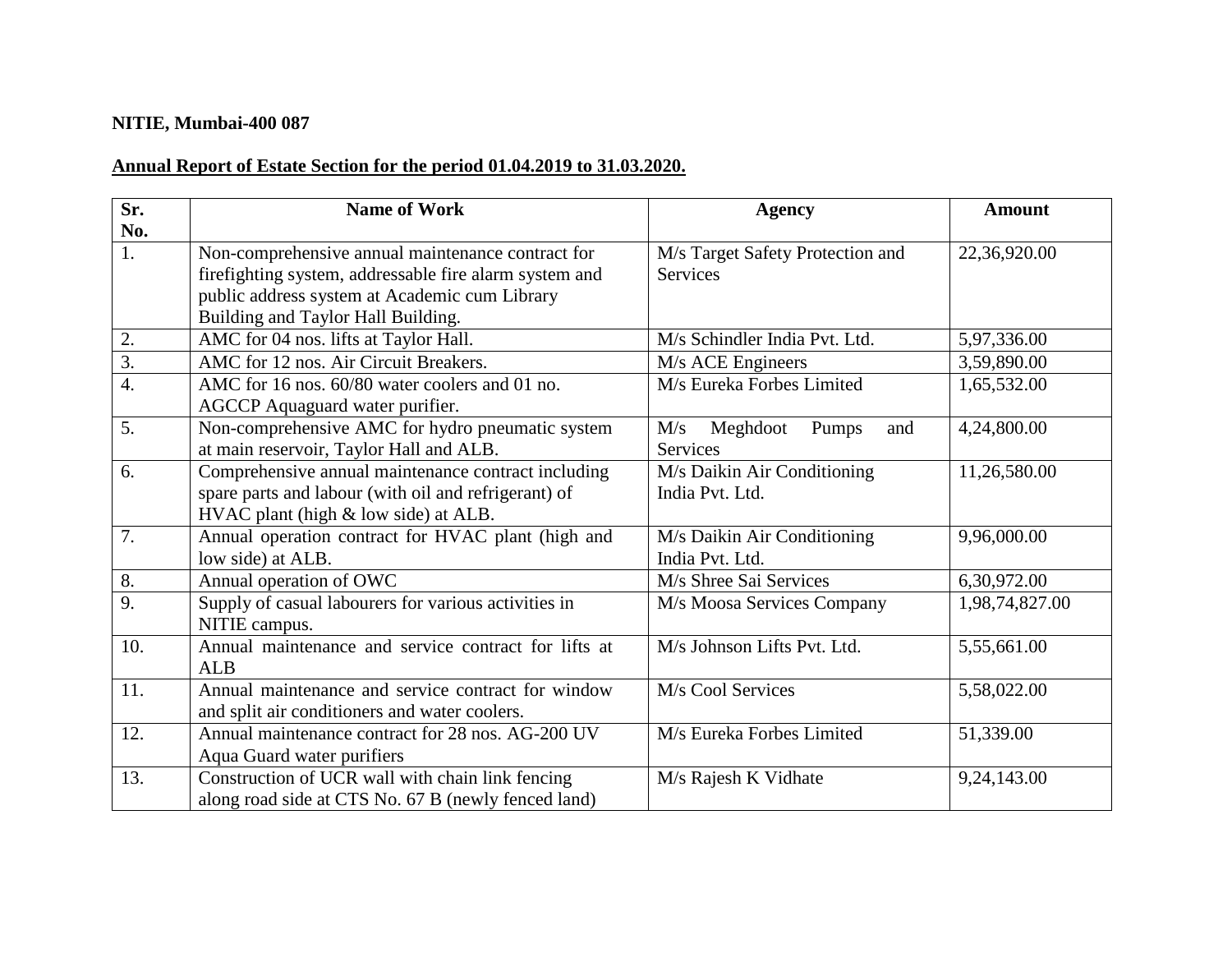**NITIE, Mumbai-400 087**

**Annual Report of Estate Section for the period 01.04.2019 to 31.03.2020.**

| Sr. No. | Name of Work | Agency | Amount |
|---|---|---|---|
| 1. | Non-comprehensive annual maintenance contract for firefighting system, addressable fire alarm system and public address system at Academic cum Library Building and Taylor Hall Building. | M/s Target Safety Protection and Services | 22,36,920.00 |
| 2. | AMC for 04 nos. lifts at Taylor Hall. | M/s Schindler India Pvt. Ltd. | 5,97,336.00 |
| 3. | AMC for 12 nos. Air Circuit Breakers. | M/s ACE Engineers | 3,59,890.00 |
| 4. | AMC for 16 nos. 60/80 water coolers and 01 no. AGCCP Aquaguard water purifier. | M/s Eureka Forbes Limited | 1,65,532.00 |
| 5. | Non-comprehensive AMC for hydro pneumatic system at main reservoir, Taylor Hall and ALB. | M/s Meghdoot Pumps and Services | 4,24,800.00 |
| 6. | Comprehensive annual maintenance contract including spare parts and labour (with oil and refrigerant) of HVAC plant (high & low side) at ALB. | M/s Daikin Air Conditioning India Pvt. Ltd. | 11,26,580.00 |
| 7. | Annual operation contract for HVAC plant (high and low side) at ALB. | M/s Daikin Air Conditioning India Pvt. Ltd. | 9,96,000.00 |
| 8. | Annual operation of OWC | M/s Shree Sai Services | 6,30,972.00 |
| 9. | Supply of casual labourers for various activities in NITIE campus. | M/s Moosa Services Company | 1,98,74,827.00 |
| 10. | Annual maintenance and service contract for lifts at ALB | M/s Johnson Lifts Pvt. Ltd. | 5,55,661.00 |
| 11. | Annual maintenance and service contract for window and split air conditioners and water coolers. | M/s Cool Services | 5,58,022.00 |
| 12. | Annual maintenance contract for 28 nos. AG-200 UV Aqua Guard water purifiers | M/s Eureka Forbes Limited | 51,339.00 |
| 13. | Construction of UCR wall with chain link fencing along road side at CTS No. 67 B (newly fenced land) | M/s Rajesh K Vidhate | 9,24,143.00 |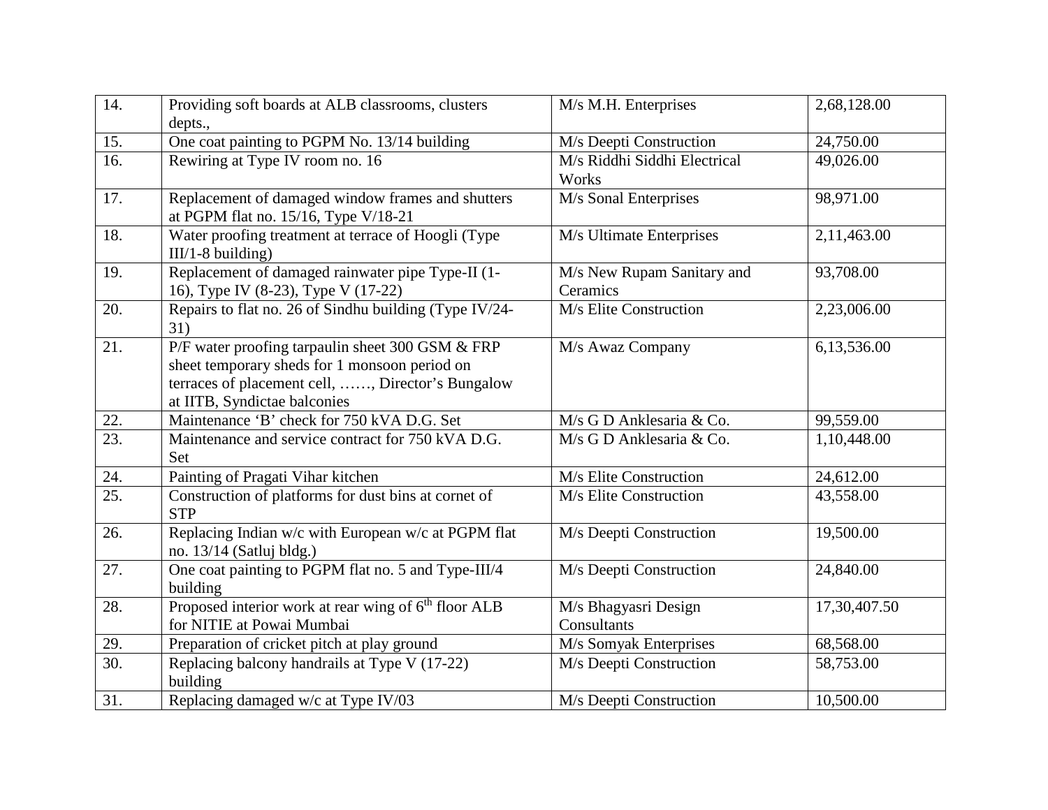| 14. | Providing soft boards at ALB classrooms, clusters depts., | M/s M.H. Enterprises | 2,68,128.00 |
|---|---|---|---|
| 15. | One coat painting to PGPM No. 13/14 building | M/s Deepti Construction | 24,750.00 |
| 16. | Rewiring at Type IV room no. 16 | M/s Riddhi Siddhi Electrical Works | 49,026.00 |
| 17. | Replacement of damaged window frames and shutters at PGPM flat no. 15/16, Type V/18-21 | M/s Sonal Enterprises | 98,971.00 |
| 18. | Water proofing treatment at terrace of Hoogli (Type III/1-8 building) | M/s Ultimate Enterprises | 2,11,463.00 |
| 19. | Replacement of damaged rainwater pipe Type-II (1-16), Type IV (8-23), Type V (17-22) | M/s New Rupam Sanitary and Ceramics | 93,708.00 |
| 20. | Repairs to flat no. 26 of Sindhu building (Type IV/24-31) | M/s Elite Construction | 2,23,006.00 |
| 21. | P/F water proofing tarpaulin sheet 300 GSM & FRP sheet temporary sheds for 1 monsoon period on terraces of placement cell, ……, Director's Bungalow at IITB, Syndictae balconies | M/s Awaz Company | 6,13,536.00 |
| 22. | Maintenance 'B' check for 750 kVA D.G. Set | M/s G D Anklesaria & Co. | 99,559.00 |
| 23. | Maintenance and service contract for 750 kVA D.G. Set | M/s G D Anklesaria & Co. | 1,10,448.00 |
| 24. | Painting of Pragati Vihar kitchen | M/s Elite Construction | 24,612.00 |
| 25. | Construction of platforms for dust bins at cornet of STP | M/s Elite Construction | 43,558.00 |
| 26. | Replacing Indian w/c with European w/c at PGPM flat no. 13/14 (Satluj bldg.) | M/s Deepti Construction | 19,500.00 |
| 27. | One coat painting to PGPM flat no. 5 and Type-III/4 building | M/s Deepti Construction | 24,840.00 |
| 28. | Proposed interior work at rear wing of 6th floor ALB for NITIE at Powai Mumbai | M/s Bhagyasri Design Consultants | 17,30,407.50 |
| 29. | Preparation of cricket pitch at play ground | M/s Somyak Enterprises | 68,568.00 |
| 30. | Replacing balcony handrails at Type V (17-22) building | M/s Deepti Construction | 58,753.00 |
| 31. | Replacing damaged w/c at Type IV/03 | M/s Deepti Construction | 10,500.00 |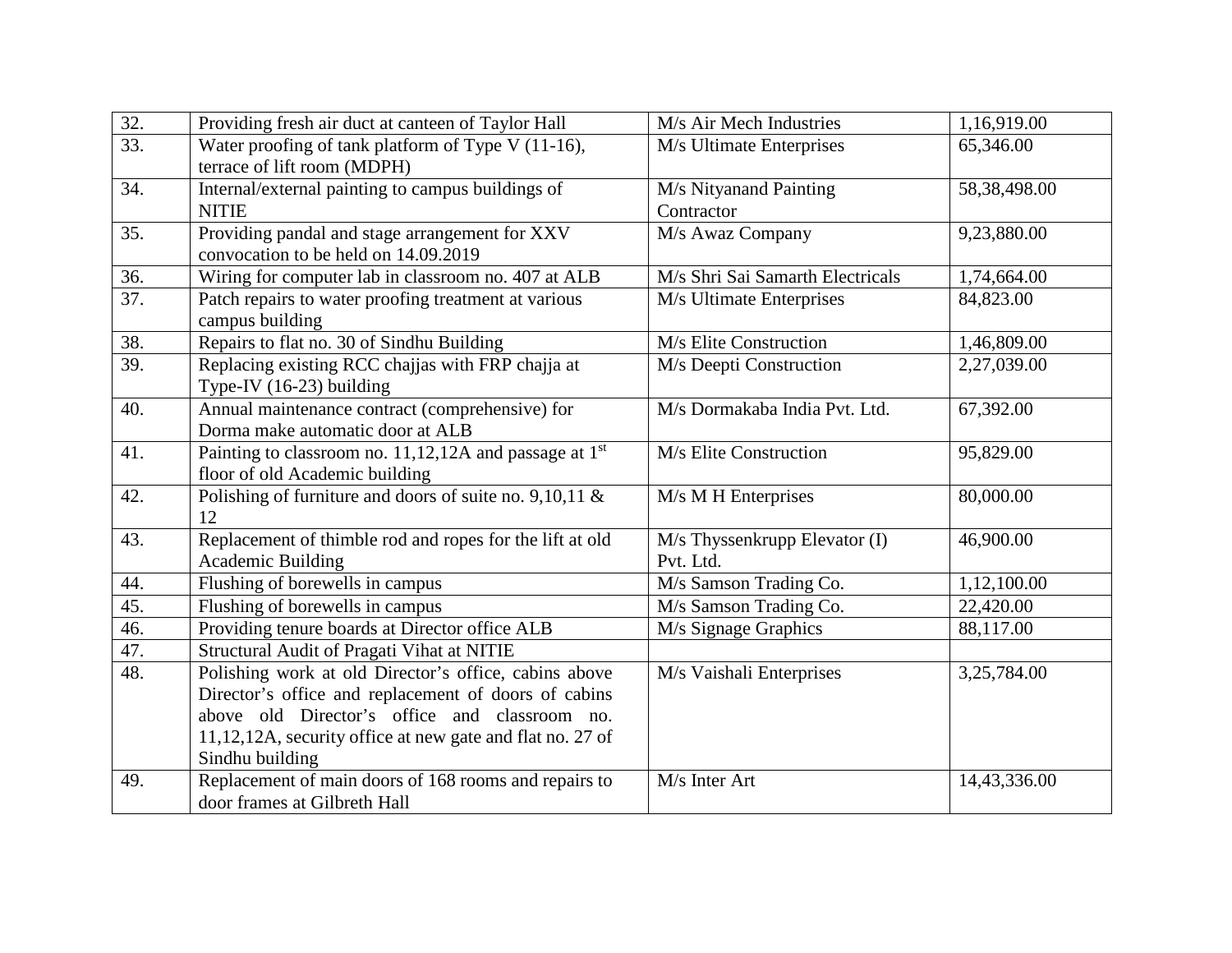| | | | |
|---|---|---|---|
| 32. | Providing fresh air duct at canteen of Taylor Hall | M/s Air Mech Industries | 1,16,919.00 |
| 33. | Water proofing of tank platform of Type V (11-16), terrace of lift room (MDPH) | M/s Ultimate Enterprises | 65,346.00 |
| 34. | Internal/external painting to campus buildings of NITIE | M/s Nityanand Painting Contractor | 58,38,498.00 |
| 35. | Providing pandal and stage arrangement for XXV convocation to be held on 14.09.2019 | M/s Awaz Company | 9,23,880.00 |
| 36. | Wiring for computer lab in classroom no. 407 at ALB | M/s Shri Sai Samarth Electricals | 1,74,664.00 |
| 37. | Patch repairs to water proofing treatment at various campus building | M/s Ultimate Enterprises | 84,823.00 |
| 38. | Repairs to flat no. 30 of Sindhu Building | M/s Elite Construction | 1,46,809.00 |
| 39. | Replacing existing RCC chajjas with FRP chajja at Type-IV (16-23) building | M/s Deepti Construction | 2,27,039.00 |
| 40. | Annual maintenance contract (comprehensive) for Dorma make automatic door at ALB | M/s Dormakaba India Pvt. Ltd. | 67,392.00 |
| 41. | Painting to classroom no. 11,12,12A and passage at 1st floor of old Academic building | M/s Elite Construction | 95,829.00 |
| 42. | Polishing of furniture and doors of suite no. 9,10,11 & 12 | M/s M H Enterprises | 80,000.00 |
| 43. | Replacement of thimble rod and ropes for the lift at old Academic Building | M/s Thyssenkrupp Elevator (I) Pvt. Ltd. | 46,900.00 |
| 44. | Flushing of borewells in campus | M/s Samson Trading Co. | 1,12,100.00 |
| 45. | Flushing of borewells in campus | M/s Samson Trading Co. | 22,420.00 |
| 46. | Providing tenure boards at Director office ALB | M/s Signage Graphics | 88,117.00 |
| 47. | Structural Audit of Pragati Vihat at NITIE | | |
| 48. | Polishing work at old Director's office, cabins above Director's office and replacement of doors of cabins above old Director's office and classroom no. 11,12,12A, security office at new gate and flat no. 27 of Sindhu building | M/s Vaishali Enterprises | 3,25,784.00 |
| 49. | Replacement of main doors of 168 rooms and repairs to door frames at Gilbreth Hall | M/s Inter Art | 14,43,336.00 |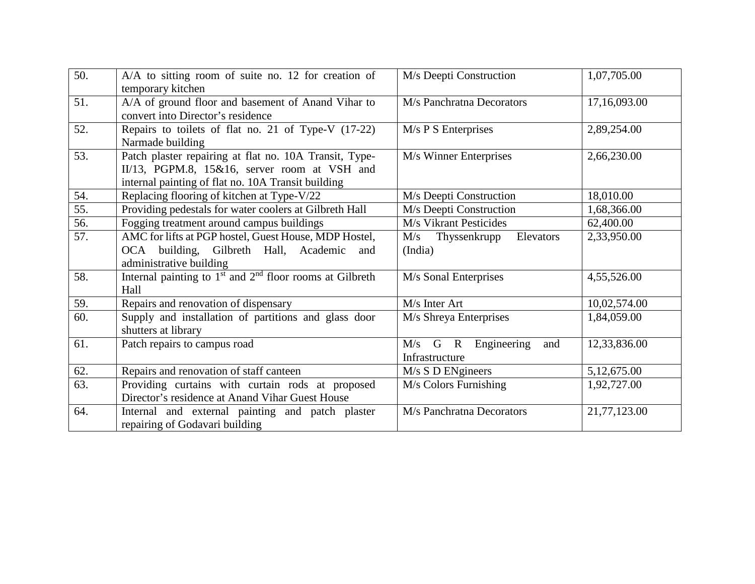| | | | |
|---|---|---|---|
| 50. | A/A to sitting room of suite no. 12 for creation of temporary kitchen | M/s Deepti Construction | 1,07,705.00 |
| 51. | A/A of ground floor and basement of Anand Vihar to convert into Director's residence | M/s Panchratna Decorators | 17,16,093.00 |
| 52. | Repairs to toilets of flat no. 21 of Type-V (17-22) Narmade building | M/s P S Enterprises | 2,89,254.00 |
| 53. | Patch plaster repairing at flat no. 10A Transit, Type-II/13, PGPM.8, 15&16, server room at VSH and internal painting of flat no. 10A Transit building | M/s Winner Enterprises | 2,66,230.00 |
| 54. | Replacing flooring of kitchen at Type-V/22 | M/s Deepti Construction | 18,010.00 |
| 55. | Providing pedestals for water coolers at Gilbreth Hall | M/s Deepti Construction | 1,68,366.00 |
| 56. | Fogging treatment around campus buildings | M/s Vikrant Pesticides | 62,400.00 |
| 57. | AMC for lifts at PGP hostel, Guest House, MDP Hostel, OCA building, Gilbreth Hall, Academic and administrative building | M/s Thyssenkrupp Elevators (India) | 2,33,950.00 |
| 58. | Internal painting to 1st and 2nd floor rooms at Gilbreth Hall | M/s Sonal Enterprises | 4,55,526.00 |
| 59. | Repairs and renovation of dispensary | M/s Inter Art | 10,02,574.00 |
| 60. | Supply and installation of partitions and glass door shutters at library | M/s Shreya Enterprises | 1,84,059.00 |
| 61. | Patch repairs to campus road | M/s G R Engineering and Infrastructure | 12,33,836.00 |
| 62. | Repairs and renovation of staff canteen | M/s S D ENgineers | 5,12,675.00 |
| 63. | Providing curtains with curtain rods at proposed Director's residence at Anand Vihar Guest House | M/s Colors Furnishing | 1,92,727.00 |
| 64. | Internal and external painting and patch plaster repairing of Godavari building | M/s Panchratna Decorators | 21,77,123.00 |